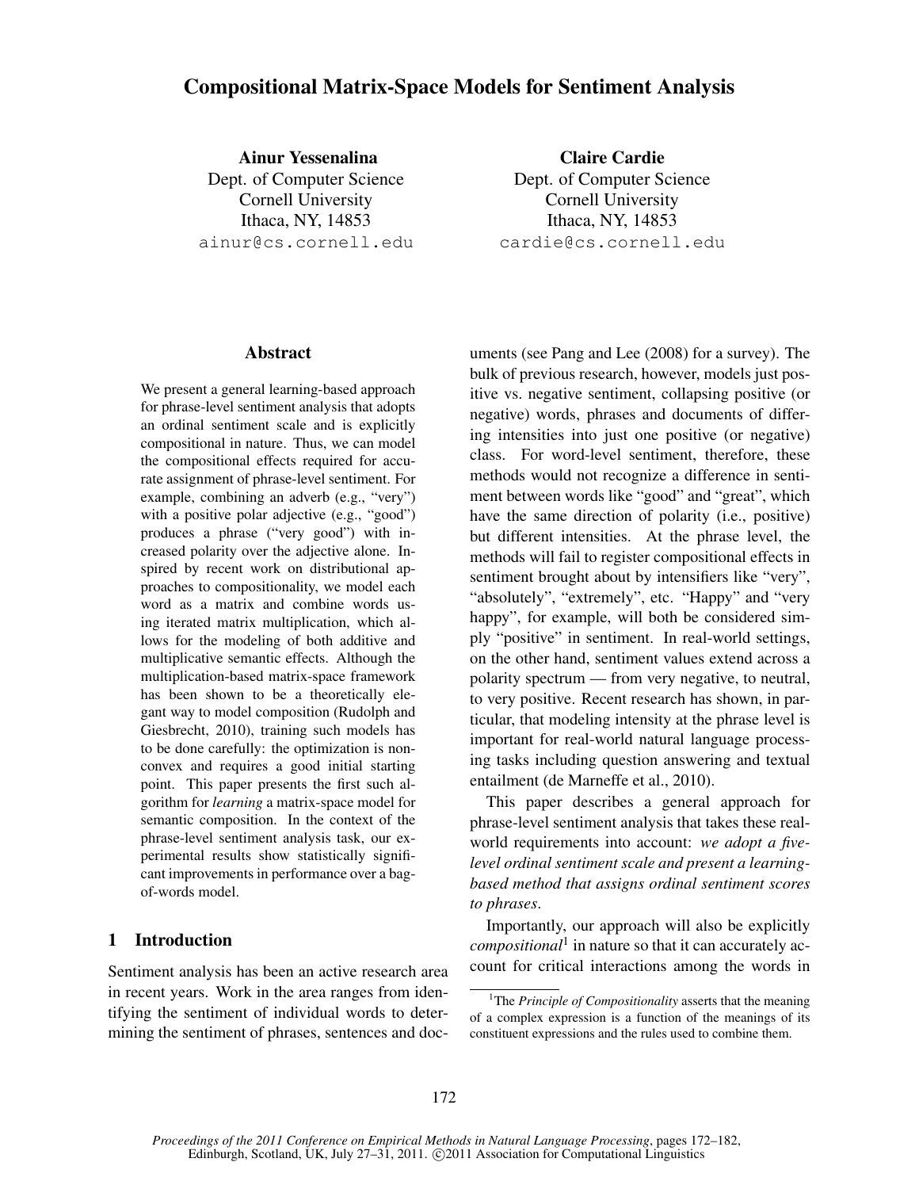# Compositional Matrix-Space Models for Sentiment Analysis

**Ainur Yessenalina**
Dept. of Computer Science
Cornell University
Ithaca, NY, 14853
ainur@cs.cornell.edu

**Claire Cardie**
Dept. of Computer Science
Cornell University
Ithaca, NY, 14853
cardie@cs.cornell.edu

## Abstract

We present a general learning-based approach for phrase-level sentiment analysis that adopts an ordinal sentiment scale and is explicitly compositional in nature. Thus, we can model the compositional effects required for accurate assignment of phrase-level sentiment. For example, combining an adverb (e.g., "very") with a positive polar adjective (e.g., "good") produces a phrase ("very good") with increased polarity over the adjective alone. Inspired by recent work on distributional approaches to compositionality, we model each word as a matrix and combine words using iterated matrix multiplication, which allows for the modeling of both additive and multiplicative semantic effects. Although the multiplication-based matrix-space framework has been shown to be a theoretically elegant way to model composition (Rudolph and Giesbrecht, 2010), training such models has to be done carefully: the optimization is nonconvex and requires a good initial starting point. This paper presents the first such algorithm for *learning* a matrix-space model for semantic composition. In the context of the phrase-level sentiment analysis task, our experimental results show statistically significant improvements in performance over a bag-of-words model.

## 1 Introduction

Sentiment analysis has been an active research area in recent years. Work in the area ranges from identifying the sentiment of individual words to determining the sentiment of phrases, sentences and documents (see Pang and Lee (2008) for a survey). The bulk of previous research, however, models just positive vs. negative sentiment, collapsing positive (or negative) words, phrases and documents of differing intensities into just one positive (or negative) class. For word-level sentiment, therefore, these methods would not recognize a difference in sentiment between words like "good" and "great", which have the same direction of polarity (i.e., positive) but different intensities. At the phrase level, the methods will fail to register compositional effects in sentiment brought about by intensifiers like "very", "absolutely", "extremely", etc. "Happy" and "very happy", for example, will both be considered simply "positive" in sentiment. In real-world settings, on the other hand, sentiment values extend across a polarity spectrum — from very negative, to neutral, to very positive. Recent research has shown, in particular, that modeling intensity at the phrase level is important for real-world natural language processing tasks including question answering and textual entailment (de Marneffe et al., 2010).

This paper describes a general approach for phrase-level sentiment analysis that takes these real-world requirements into account: *we adopt a five-level ordinal sentiment scale and present a learning-based method that assigns ordinal sentiment scores to phrases*.

Importantly, our approach will also be explicitly *compositional*[1] in nature so that it can accurately account for critical interactions among the words in

[1]The *Principle of Compositionality* asserts that the meaning of a complex expression is a function of the meanings of its constituent expressions and the rules used to combine them.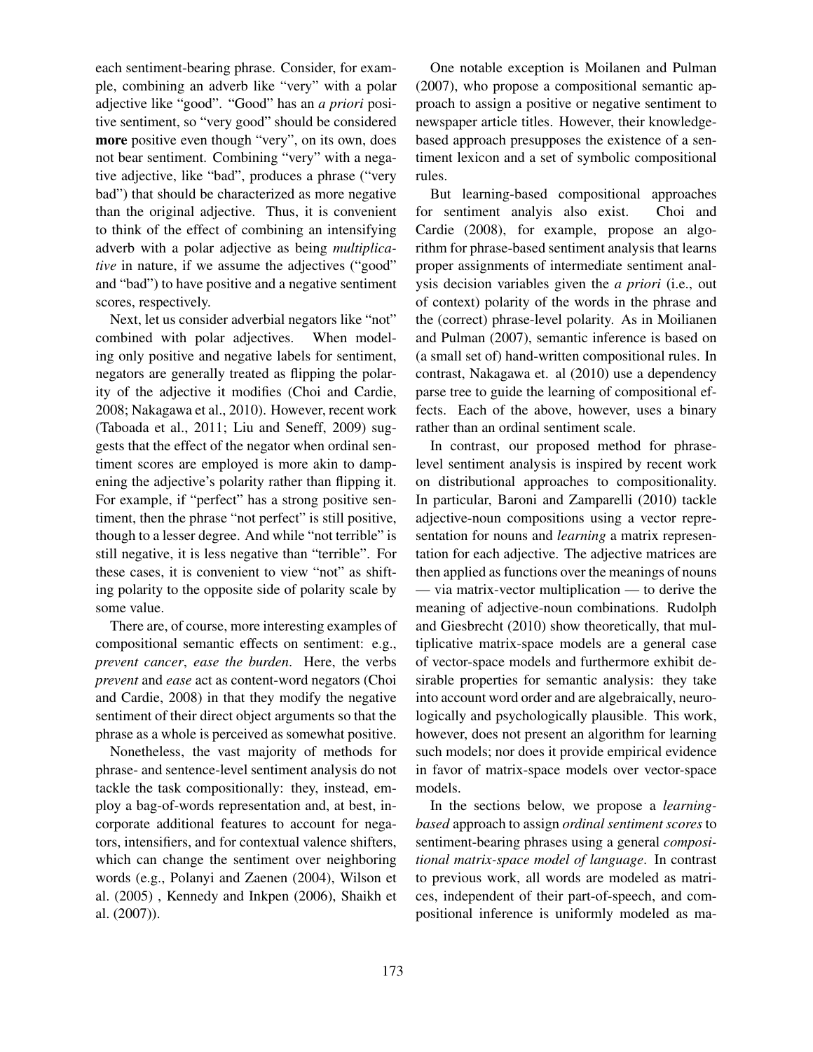each sentiment-bearing phrase. Consider, for example, combining an adverb like "very" with a polar adjective like "good". "Good" has an *a priori* positive sentiment, so "very good" should be considered **more** positive even though "very", on its own, does not bear sentiment. Combining "very" with a negative adjective, like "bad", produces a phrase ("very bad") that should be characterized as more negative than the original adjective. Thus, it is convenient to think of the effect of combining an intensifying adverb with a polar adjective as being *multiplicative* in nature, if we assume the adjectives ("good" and "bad") to have positive and a negative sentiment scores, respectively.

Next, let us consider adverbial negators like "not" combined with polar adjectives. When modeling only positive and negative labels for sentiment, negators are generally treated as flipping the polarity of the adjective it modifies (Choi and Cardie, 2008; Nakagawa et al., 2010). However, recent work (Taboada et al., 2011; Liu and Seneff, 2009) suggests that the effect of the negator when ordinal sentiment scores are employed is more akin to dampening the adjective's polarity rather than flipping it. For example, if "perfect" has a strong positive sentiment, then the phrase "not perfect" is still positive, though to a lesser degree. And while "not terrible" is still negative, it is less negative than "terrible". For these cases, it is convenient to view "not" as shifting polarity to the opposite side of polarity scale by some value.

There are, of course, more interesting examples of compositional semantic effects on sentiment: e.g., *prevent cancer*, *ease the burden*. Here, the verbs *prevent* and *ease* act as content-word negators (Choi and Cardie, 2008) in that they modify the negative sentiment of their direct object arguments so that the phrase as a whole is perceived as somewhat positive.

Nonetheless, the vast majority of methods for phrase- and sentence-level sentiment analysis do not tackle the task compositionally: they, instead, employ a bag-of-words representation and, at best, incorporate additional features to account for negators, intensifiers, and for contextual valence shifters, which can change the sentiment over neighboring words (e.g., Polanyi and Zaenen (2004), Wilson et al. (2005) , Kennedy and Inkpen (2006), Shaikh et al. (2007)).

One notable exception is Moilanen and Pulman (2007), who propose a compositional semantic approach to assign a positive or negative sentiment to newspaper article titles. However, their knowledge-based approach presupposes the existence of a sentiment lexicon and a set of symbolic compositional rules.

But learning-based compositional approaches for sentiment analyis also exist. Choi and Cardie (2008), for example, propose an algorithm for phrase-based sentiment analysis that learns proper assignments of intermediate sentiment analysis decision variables given the *a priori* (i.e., out of context) polarity of the words in the phrase and the (correct) phrase-level polarity. As in Moilianen and Pulman (2007), semantic inference is based on (a small set of) hand-written compositional rules. In contrast, Nakagawa et. al (2010) use a dependency parse tree to guide the learning of compositional effects. Each of the above, however, uses a binary rather than an ordinal sentiment scale.

In contrast, our proposed method for phrase-level sentiment analysis is inspired by recent work on distributional approaches to compositionality. In particular, Baroni and Zamparelli (2010) tackle adjective-noun compositions using a vector representation for nouns and *learning* a matrix representation for each adjective. The adjective matrices are then applied as functions over the meanings of nouns — via matrix-vector multiplication — to derive the meaning of adjective-noun combinations. Rudolph and Giesbrecht (2010) show theoretically, that multiplicative matrix-space models are a general case of vector-space models and furthermore exhibit desirable properties for semantic analysis: they take into account word order and are algebraically, neurologically and psychologically plausible. This work, however, does not present an algorithm for learning such models; nor does it provide empirical evidence in favor of matrix-space models over vector-space models.

In the sections below, we propose a *learning-based* approach to assign *ordinal sentiment scores* to sentiment-bearing phrases using a general *compositional matrix-space model of language*. In contrast to previous work, all words are modeled as matrices, independent of their part-of-speech, and compositional inference is uniformly modeled as ma-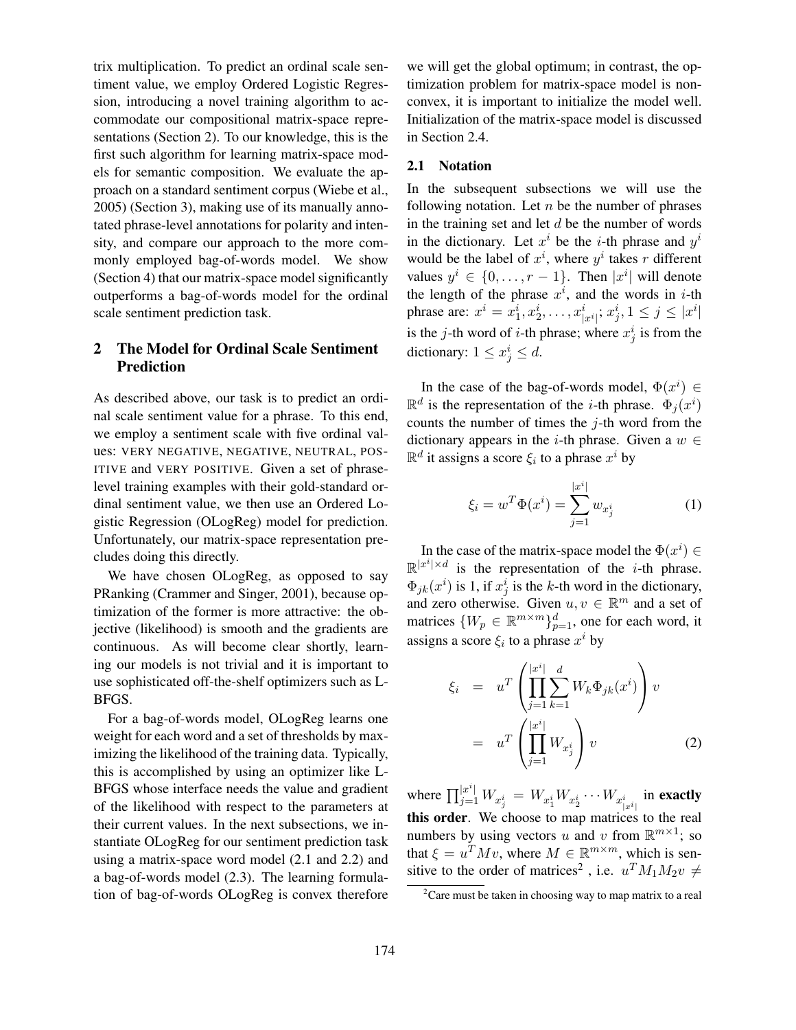trix multiplication. To predict an ordinal scale sentiment value, we employ Ordered Logistic Regression, introducing a novel training algorithm to accommodate our compositional matrix-space representations (Section 2). To our knowledge, this is the first such algorithm for learning matrix-space models for semantic composition. We evaluate the approach on a standard sentiment corpus (Wiebe et al., 2005) (Section 3), making use of its manually annotated phrase-level annotations for polarity and intensity, and compare our approach to the more commonly employed bag-of-words model. We show (Section 4) that our matrix-space model significantly outperforms a bag-of-words model for the ordinal scale sentiment prediction task.

## 2 The Model for Ordinal Scale Sentiment Prediction

As described above, our task is to predict an ordinal scale sentiment value for a phrase. To this end, we employ a sentiment scale with five ordinal values: VERY NEGATIVE, NEGATIVE, NEUTRAL, POSITIVE and VERY POSITIVE. Given a set of phrase-level training examples with their gold-standard ordinal sentiment value, we then use an Ordered Logistic Regression (OLogReg) model for prediction. Unfortunately, our matrix-space representation precludes doing this directly.

We have chosen OLogReg, as opposed to say PRanking (Crammer and Singer, 2001), because optimization of the former is more attractive: the objective (likelihood) is smooth and the gradients are continuous. As will become clear shortly, learning our models is not trivial and it is important to use sophisticated off-the-shelf optimizers such as L-BFGS.

For a bag-of-words model, OLogReg learns one weight for each word and a set of thresholds by maximizing the likelihood of the training data. Typically, this is accomplished by using an optimizer like L-BFGS whose interface needs the value and gradient of the likelihood with respect to the parameters at their current values. In the next subsections, we instantiate OLogReg for our sentiment prediction task using a matrix-space word model (2.1 and 2.2) and a bag-of-words model (2.3). The learning formulation of bag-of-words OLogReg is convex therefore we will get the global optimum; in contrast, the optimization problem for matrix-space model is non-convex, it is important to initialize the model well. Initialization of the matrix-space model is discussed in Section 2.4.

### 2.1 Notation

In the subsequent subsections we will use the following notation. Let $n$ be the number of phrases in the training set and let $d$ be the number of words in the dictionary. Let $x^i$ be the $i$-th phrase and $y^i$ would be the label of $x^i$, where $y^i$ takes $r$ different values $y^i \in \{0, \ldots, r-1\}$. Then $|x^i|$ will denote the length of the phrase $x^i$, and the words in $i$-th phrase are: $x^i = x^i_1, x^i_2, \ldots, x^i_{|x^i|}$; $x^i_j, 1 \leq j \leq |x^i|$ is the $j$-th word of $i$-th phrase; where $x^i_j$ is from the dictionary: $1 \leq x^i_j \leq d$.

In the case of the bag-of-words model, $\Phi(x^i) \in \mathbb{R}^d$ is the representation of the $i$-th phrase. $\Phi_j(x^i)$ counts the number of times the $j$-th word from the dictionary appears in the $i$-th phrase. Given a $w \in \mathbb{R}^d$ it assigns a score $\xi_i$ to a phrase $x^i$ by

$$\xi_i = w^T \Phi(x^i) = \sum_{j=1}^{|x^i|} w_{x^i_j} \tag{1}$$

In the case of the matrix-space model the $\Phi(x^i) \in \mathbb{R}^{|x^i| \times d}$ is the representation of the $i$-th phrase. $\Phi_{jk}(x^i)$ is 1, if $x^i_j$ is the $k$-th word in the dictionary, and zero otherwise. Given $u, v \in \mathbb{R}^m$ and a set of matrices $\{W_p \in \mathbb{R}^{m \times m}\}_{p=1}^d$, one for each word, it assigns a score $\xi_i$ to a phrase $x^i$ by

$$\begin{aligned} \xi_i &= u^T \left( \prod_{j=1}^{|x^i|} \sum_{k=1}^{d} W_k \Phi_{jk}(x^i) \right) v \\ &= u^T \left( \prod_{j=1}^{|x^i|} W_{x^i_j} \right) v \end{aligned} \tag{2}$$

where $\prod_{j=1}^{|x^i|} W_{x^i_j} = W_{x^i_1} W_{x^i_2} \cdots W_{x^i_{|x^i|}}$ in **exactly this order**. We choose to map matrices to the real numbers by using vectors $u$ and $v$ from $\mathbb{R}^{m \times 1}$; so that $\xi = u^T M v$, where $M \in \mathbb{R}^{m \times m}$, which is sensitive to the order of matrices[2], i.e. $u^T M_1 M_2 v \neq$

[2] Care must be taken in choosing way to map matrix to a real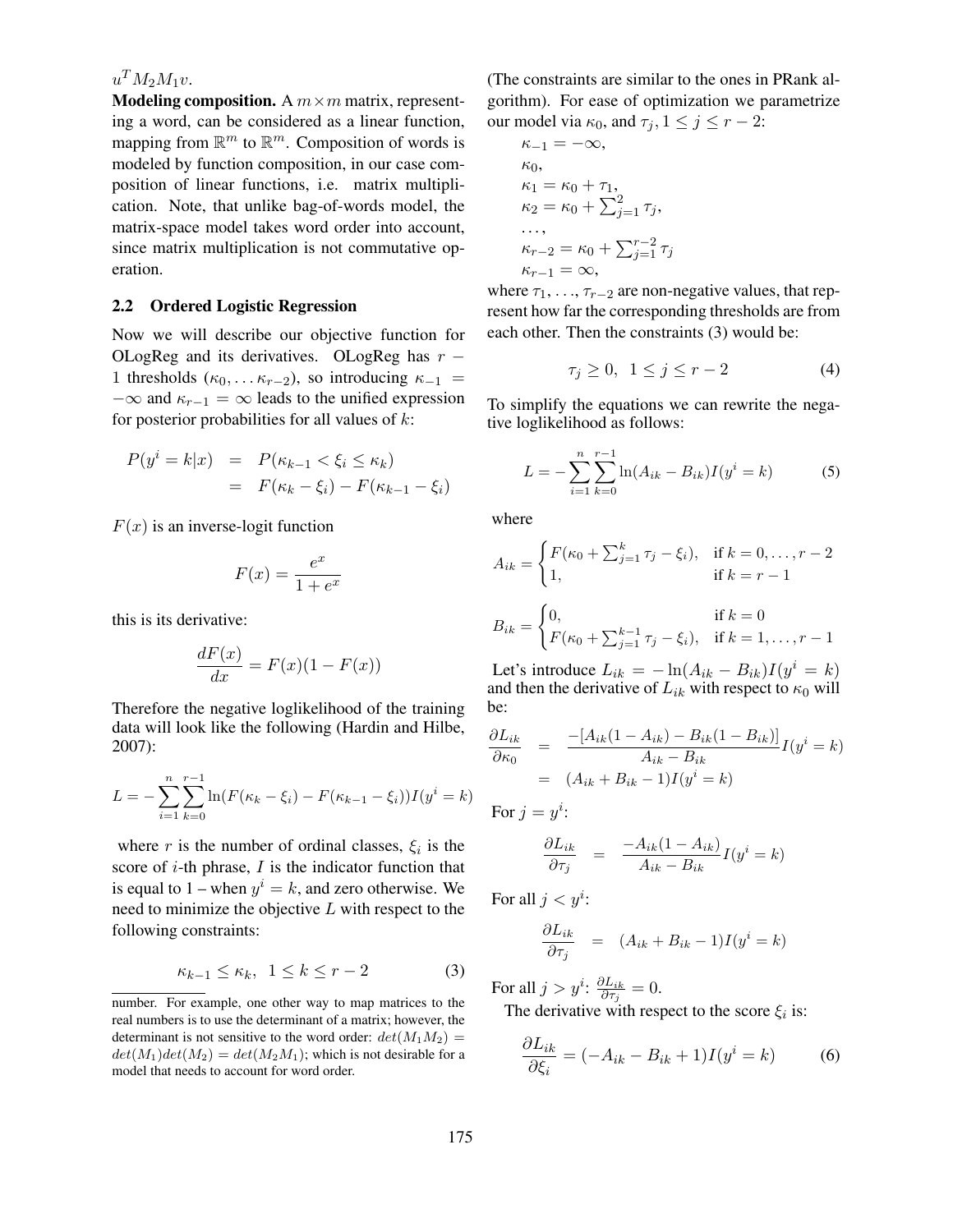$u^T M_2 M_1 v$.

**Modeling composition.** A $m \times m$ matrix, representing a word, can be considered as a linear function, mapping from $\mathbb{R}^m$ to $\mathbb{R}^m$. Composition of words is modeled by function composition, in our case composition of linear functions, i.e. matrix multiplication. Note, that unlike bag-of-words model, the matrix-space model takes word order into account, since matrix multiplication is not commutative operation.

### 2.2 Ordered Logistic Regression

Now we will describe our objective function for OLogReg and its derivatives. OLogReg has $r-1$ thresholds ($\kappa_0, \ldots \kappa_{r-2}$), so introducing $\kappa_{-1} = -\infty$ and $\kappa_{r-1} = \infty$ leads to the unified expression for posterior probabilities for all values of $k$:

$$\begin{aligned} P(y^i = k|x) &= P(\kappa_{k-1} < \xi_i \leq \kappa_k) \\ &= F(\kappa_k - \xi_i) - F(\kappa_{k-1} - \xi_i) \end{aligned}$$

$F(x)$ is an inverse-logit function

$$F(x) = \frac{e^x}{1 + e^x}$$

this is its derivative:

$$\frac{dF(x)}{dx} = F(x)(1 - F(x))$$

Therefore the negative loglikelihood of the training data will look like the following (Hardin and Hilbe, 2007):

$$L = -\sum_{i=1}^{n} \sum_{k=0}^{r-1} \ln(F(\kappa_k - \xi_i) - F(\kappa_{k-1} - \xi_i)) I(y^i = k)$$

where $r$ is the number of ordinal classes, $\xi_i$ is the score of $i$-th phrase, $I$ is the indicator function that is equal to 1 – when $y^i = k$, and zero otherwise. We need to minimize the objective $L$ with respect to the following constraints:

$$\kappa_{k-1} \leq \kappa_k, \ \ 1 \leq k \leq r-2 \tag{3}$$

(The constraints are similar to the ones in PRank algorithm). For ease of optimization we parametrize our model via $\kappa_0$, and $\tau_j, 1 \leq j \leq r-2$:

$$\begin{aligned} &\kappa_{-1} = -\infty, \\ &\kappa_0, \\ &\kappa_1 = \kappa_0 + \tau_1, \\ &\kappa_2 = \kappa_0 + \textstyle\sum_{j=1}^{2} \tau_j, \\ &\ldots, \\ &\kappa_{r-2} = \kappa_0 + \textstyle\sum_{j=1}^{r-2} \tau_j \\ &\kappa_{r-1} = \infty, \end{aligned}$$

where $\tau_1, \ldots, \tau_{r-2}$ are non-negative values, that represent how far the corresponding thresholds are from each other. Then the constraints (3) would be:

$$\tau_j \geq 0, \ \ 1 \leq j \leq r-2 \tag{4}$$

To simplify the equations we can rewrite the negative loglikelihood as follows:

$$L = -\sum_{i=1}^{n} \sum_{k=0}^{r-1} \ln(A_{ik} - B_{ik}) I(y^i = k) \tag{5}$$

where

$$A_{ik} = \begin{cases} F(\kappa_0 + \sum_{j=1}^{k} \tau_j - \xi_i), & \text{if } k = 0, \ldots, r-2 \\ 1, & \text{if } k = r-1 \end{cases}$$

$$B_{ik} = \begin{cases} 0, & \text{if } k = 0 \\ F(\kappa_0 + \sum_{j=1}^{k-1} \tau_j - \xi_i), & \text{if } k = 1, \ldots, r-1 \end{cases}$$

Let's introduce $L_{ik} = -\ln(A_{ik} - B_{ik}) I(y^i = k)$ and then the derivative of $L_{ik}$ with respect to $\kappa_0$ will be:

$$\begin{aligned} \frac{\partial L_{ik}}{\partial \kappa_0} &= \frac{-[A_{ik}(1 - A_{ik}) - B_{ik}(1 - B_{ik})]}{A_{ik} - B_{ik}} I(y^i = k) \\ &= (A_{ik} + B_{ik} - 1) I(y^i = k) \end{aligned}$$

For $j = y^i$:

$$\frac{\partial L_{ik}}{\partial \tau_j} = \frac{-A_{ik}(1 - A_{ik})}{A_{ik} - B_{ik}} I(y^i = k)$$

For all $j < y^i$:

$$\frac{\partial L_{ik}}{\partial \tau_j} = (A_{ik} + B_{ik} - 1) I(y^i = k)$$

For all $j > y^i$: $\frac{\partial L_{ik}}{\partial \tau_j} = 0$.

The derivative with respect to the score $\xi_i$ is:

$$\frac{\partial L_{ik}}{\partial \xi_i} = (-A_{ik} - B_{ik} + 1) I(y^i = k) \tag{6}$$

number. For example, one other way to map matrices to the real numbers is to use the determinant of a matrix; however, the determinant is not sensitive to the word order: $det(M_1 M_2) = det(M_1) det(M_2) = det(M_2 M_1)$; which is not desirable for a model that needs to account for word order.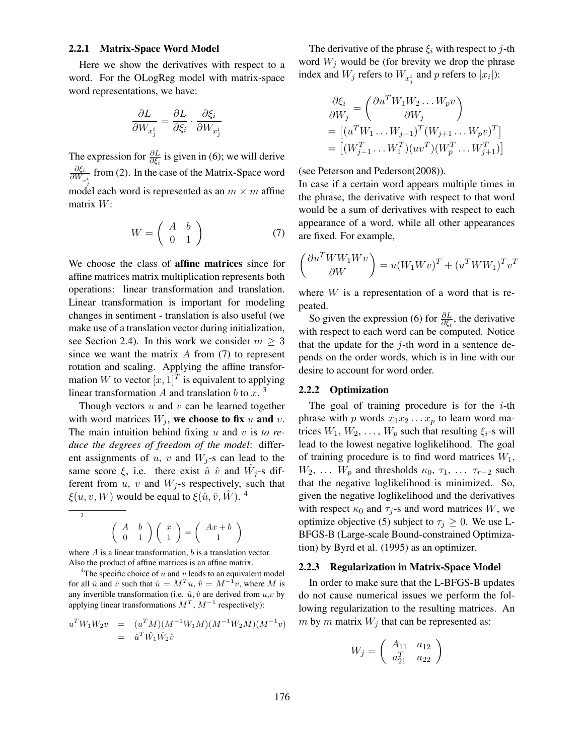### 2.2.1 Matrix-Space Word Model

Here we show the derivatives with respect to a word. For the OLogReg model with matrix-space word representations, we have:

$$\frac{\partial L}{\partial W_{x_j^i}} = \frac{\partial L}{\partial \xi_i} \cdot \frac{\partial \xi_i}{\partial W_{x_j^i}}$$

The expression for $\frac{\partial L}{\partial \xi_i}$ is given in (6); we will derive $\frac{\partial \xi_i}{\partial W_{x_j^i}}$ from (2). In the case of the Matrix-Space word model each word is represented as an $m \times m$ affine matrix $W$:

$$W = \begin{pmatrix} A & b \\ 0 & 1 \end{pmatrix} \quad (7)$$

We choose the class of **affine matrices** since for affine matrices matrix multiplication represents both operations: linear transformation and translation. Linear transformation is important for modeling changes in sentiment - translation is also useful (we make use of a translation vector during initialization, see Section 2.4). In this work we consider $m \geq 3$ since we want the matrix $A$ from (7) to represent rotation and scaling. Applying the affine transformation $W$ to vector $[x, 1]^T$ is equivalent to applying linear transformation $A$ and translation $b$ to $x$. [3]

Though vectors $u$ and $v$ can be learned together with word matrices $W_j$, **we choose to fix** $u$ **and** $v$. The main intuition behind fixing $u$ and $v$ is *to reduce the degrees of freedom of the model*: different assignments of $u$, $v$ and $W_j$-s can lead to the same score $\xi$, i.e. there exist $\hat{u}$ $\hat{v}$ and $\hat{W}_j$-s different from $u$, $v$ and $W_j$-s respectively, such that $\xi(u, v, W)$ would be equal to $\xi(\hat{u}, \hat{v}, \hat{W})$. [4]

[3]
$$\begin{pmatrix} A & b \\ 0 & 1 \end{pmatrix} \begin{pmatrix} x \\ 1 \end{pmatrix} = \begin{pmatrix} Ax + b \\ 1 \end{pmatrix}$$

where $A$ is a linear transformation, $b$ is a translation vector. Also the product of affine matrices is an affine matrix.

[4] The specific choice of $u$ and $v$ leads to an equivalent model for all $\hat{u}$ and $\hat{v}$ such that $\hat{u} = M^T u$, $\hat{v} = M^{-1} v$, where $M$ is any invertible transformation (i.e. $\hat{u}, \hat{v}$ are derived from $u$,$v$ by applying linear transformations $M^T$, $M^{-1}$ respectively):

$$\begin{aligned} u^T W_1 W_2 v &= (u^T M)(M^{-1} W_1 M)(M^{-1} W_2 M)(M^{-1} v) \\ &= \hat{u}^T \hat{W}_1 \hat{W}_2 \hat{v} \end{aligned}$$

The derivative of the phrase $\xi_i$ with respect to $j$-th word $W_j$ would be (for brevity we drop the phrase index and $W_j$ refers to $W_{x_j^i}$ and $p$ refers to $|x_i|$):

$$\begin{aligned} \frac{\partial \xi_i}{\partial W_j} &= \left( \frac{\partial u^T W_1 W_2 \ldots W_p v}{\partial W_j} \right) \\ &= \left[ (u^T W_1 \ldots W_{j-1})^T (W_{j+1} \ldots W_p v)^T \right] \\ &= \left[ (W_{j-1}^T \ldots W_1^T)(uv^T)(W_p^T \ldots W_{j+1}^T) \right] \end{aligned}$$

(see Peterson and Pederson(2008)).

In case if a certain word appears multiple times in the phrase, the derivative with respect to that word would be a sum of derivatives with respect to each appearance of a word, while all other appearances are fixed. For example,

$$\left( \frac{\partial u^T W W_1 W v}{\partial W} \right) = u(W_1 W v)^T + (u^T W W_1)^T v^T$$

where $W$ is a representation of a word that is repeated.

So given the expression (6) for $\frac{\partial L}{\partial \xi_i}$, the derivative with respect to each word can be computed. Notice that the update for the $j$-th word in a sentence depends on the order words, which is in line with our desire to account for word order.

### 2.2.2 Optimization

The goal of training procedure is for the $i$-th phrase with $p$ words $x_1 x_2 \ldots x_p$ to learn word matrices $W_1, W_2, \ldots, W_p$ such that resulting $\xi_i$-s will lead to the lowest negative loglikelihood. The goal of training procedure is to find word matrices $W_1$, $W_2, \ldots W_p$ and thresholds $\kappa_0, \tau_1, \ldots \tau_{r-2}$ such that the negative loglikelihood is minimized. So, given the negative loglikelihood and the derivatives with respect $\kappa_0$ and $\tau_j$-s and word matrices $W$, we optimize objective (5) subject to $\tau_j \geq 0$. We use L-BFGS-B (Large-scale Bound-constrained Optimization) by Byrd et al. (1995) as an optimizer.

### 2.2.3 Regularization in Matrix-Space Model

In order to make sure that the L-BFGS-B updates do not cause numerical issues we perform the following regularization to the resulting matrices. An $m$ by $m$ matrix $W_j$ that can be represented as:

$$W_j = \begin{pmatrix} A_{11} & a_{12} \\ a_{21}^T & a_{22} \end{pmatrix}$$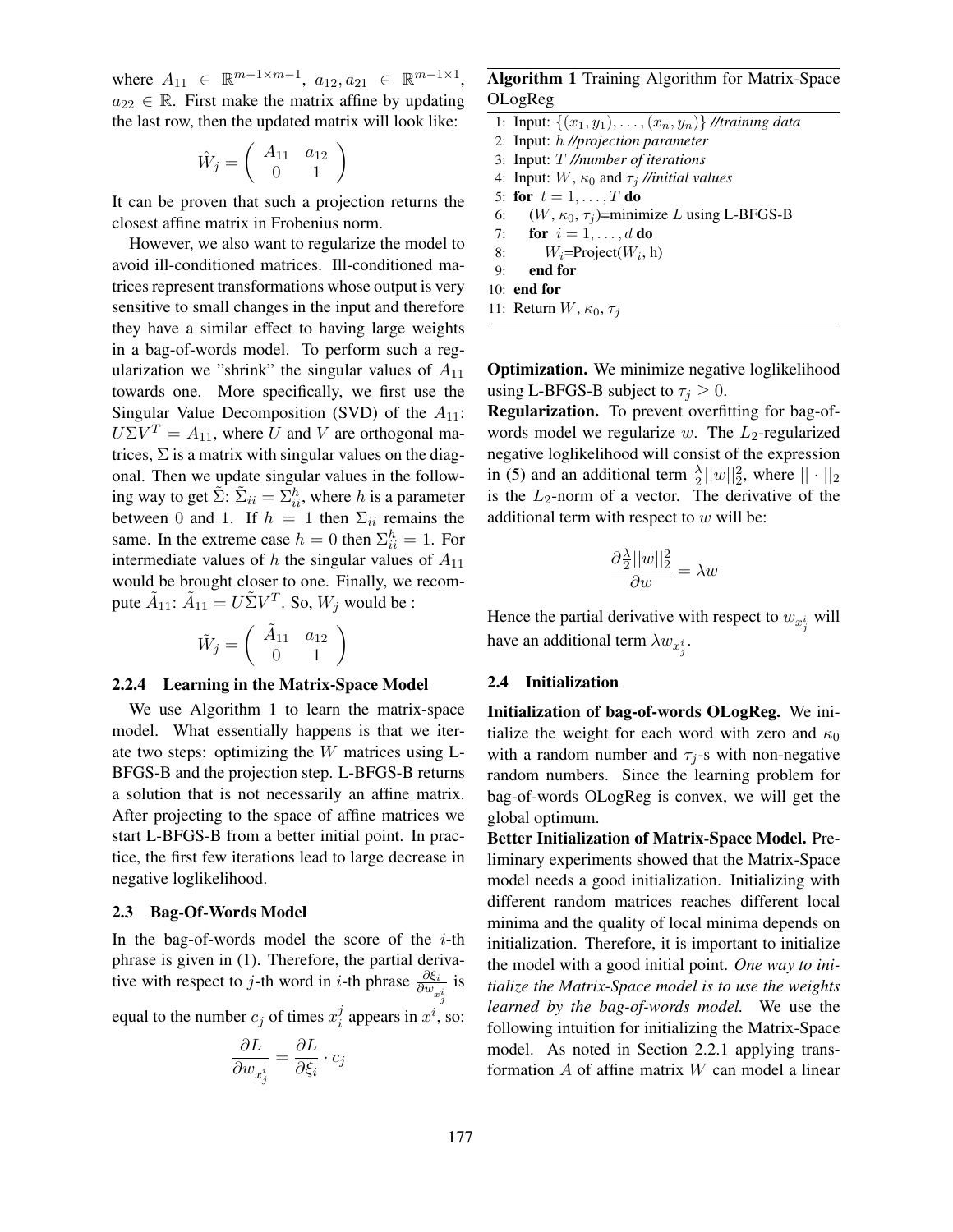where $A_{11} \in \mathbb{R}^{m-1 \times m-1}$, $a_{12}, a_{21} \in \mathbb{R}^{m-1 \times 1}$, $a_{22} \in \mathbb{R}$. First make the matrix affine by updating the last row, then the updated matrix will look like:

$$\hat{W}_j = \begin{pmatrix} A_{11} & a_{12} \\ 0 & 1 \end{pmatrix}$$

It can be proven that such a projection returns the closest affine matrix in Frobenius norm.

However, we also want to regularize the model to avoid ill-conditioned matrices. Ill-conditioned matrices represent transformations whose output is very sensitive to small changes in the input and therefore they have a similar effect to having large weights in a bag-of-words model. To perform such a regularization we "shrink" the singular values of $A_{11}$ towards one. More specifically, we first use the Singular Value Decomposition (SVD) of the $A_{11}$: $U\Sigma V^T = A_{11}$, where $U$ and $V$ are orthogonal matrices, $\Sigma$ is a matrix with singular values on the diagonal. Then we update singular values in the following way to get $\tilde{\Sigma}$: $\tilde{\Sigma}_{ii} = \Sigma_{ii}^h$, where $h$ is a parameter between 0 and 1. If $h = 1$ then $\Sigma_{ii}$ remains the same. In the extreme case $h = 0$ then $\Sigma_{ii}^h = 1$. For intermediate values of $h$ the singular values of $A_{11}$ would be brought closer to one. Finally, we recompute $\tilde{A}_{11}$: $\tilde{A}_{11} = U\tilde{\Sigma}V^T$. So, $W_j$ would be :

$$\tilde{W}_j = \begin{pmatrix} \tilde{A}_{11} & a_{12} \\ 0 & 1 \end{pmatrix}$$

#### 2.2.4 Learning in the Matrix-Space Model

We use Algorithm 1 to learn the matrix-space model. What essentially happens is that we iterate two steps: optimizing the $W$ matrices using L-BFGS-B and the projection step. L-BFGS-B returns a solution that is not necessarily an affine matrix. After projecting to the space of affine matrices we start L-BFGS-B from a better initial point. In practice, the first few iterations lead to large decrease in negative loglikelihood.

**Algorithm 1** Training Algorithm for Matrix-Space OLogReg

```
1: Input: {(x_1, y_1), ..., (x_n, y_n)} //training data
2: Input: h //projection parameter
3: Input: T //number of iterations
4: Input: W, κ_0 and τ_j //initial values
5: for t = 1, ..., T do
6:    (W, κ_0, τ_j)=minimize L using L-BFGS-B
7:    for i = 1, ..., d do
8:       W_i=Project(W_i, h)
9:    end for
10: end for
11: Return W, κ_0, τ_j
```

**Optimization.** We minimize negative loglikelihood using L-BFGS-B subject to $\tau_j \geq 0$.

**Regularization.** To prevent overfitting for bag-of-words model we regularize $w$. The $L_2$-regularized negative loglikelihood will consist of the expression in (5) and an additional term $\frac{\lambda}{2}||w||_2^2$, where $||\cdot||_2$ is the $L_2$-norm of a vector. The derivative of the additional term with respect to $w$ will be:

$$\frac{\partial \frac{\lambda}{2}||w||_2^2}{\partial w} = \lambda w$$

Hence the partial derivative with respect to $w_{x_j^i}$ will have an additional term $\lambda w_{x_j^i}$.

### 2.3 Bag-Of-Words Model

In the bag-of-words model the score of the $i$-th phrase is given in (1). Therefore, the partial derivative with respect to $j$-th word in $i$-th phrase $\frac{\partial \xi_i}{\partial w_{x_j^i}}$ is equal to the number $c_j$ of times $x_i^j$ appears in $x^i$, so:

$$\frac{\partial L}{\partial w_{x_j^i}} = \frac{\partial L}{\partial \xi_i} \cdot c_j$$

### 2.4 Initialization

**Initialization of bag-of-words OLogReg.** We initialize the weight for each word with zero and $\kappa_0$ with a random number and $\tau_j$-s with non-negative random numbers. Since the learning problem for bag-of-words OLogReg is convex, we will get the global optimum.

**Better Initialization of Matrix-Space Model.** Preliminary experiments showed that the Matrix-Space model needs a good initialization. Initializing with different random matrices reaches different local minima and the quality of local minima depends on initialization. Therefore, it is important to initialize the model with a good initial point. *One way to initialize the Matrix-Space model is to use the weights learned by the bag-of-words model.* We use the following intuition for initializing the Matrix-Space model. As noted in Section 2.2.1 applying transformation $A$ of affine matrix $W$ can model a linear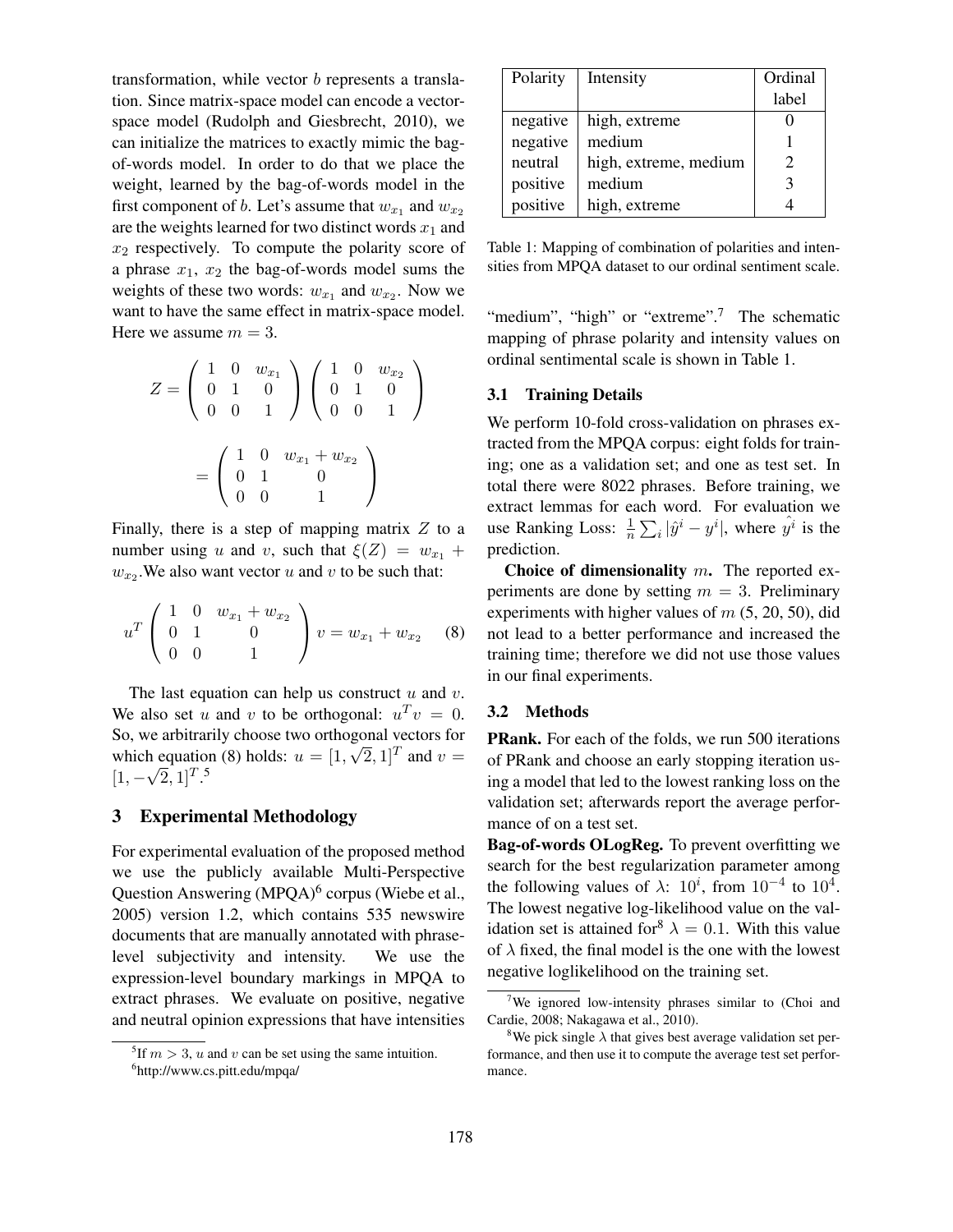transformation, while vector $b$ represents a translation. Since matrix-space model can encode a vector-space model (Rudolph and Giesbrecht, 2010), we can initialize the matrices to exactly mimic the bag-of-words model. In order to do that we place the weight, learned by the bag-of-words model in the first component of $b$. Let's assume that $w_{x_1}$ and $w_{x_2}$ are the weights learned for two distinct words $x_1$ and $x_2$ respectively. To compute the polarity score of a phrase $x_1$, $x_2$ the bag-of-words model sums the weights of these two words: $w_{x_1}$ and $w_{x_2}$. Now we want to have the same effect in matrix-space model. Here we assume $m = 3$.

$$Z = \begin{pmatrix} 1 & 0 & w_{x_1} \\ 0 & 1 & 0 \\ 0 & 0 & 1 \end{pmatrix} \begin{pmatrix} 1 & 0 & w_{x_2} \\ 0 & 1 & 0 \\ 0 & 0 & 1 \end{pmatrix}$$

$$= \begin{pmatrix} 1 & 0 & w_{x_1} + w_{x_2} \\ 0 & 1 & 0 \\ 0 & 0 & 1 \end{pmatrix}$$

Finally, there is a step of mapping matrix $Z$ to a number using $u$ and $v$, such that $\xi(Z) = w_{x_1} + w_{x_2}$.We also want vector $u$ and $v$ to be such that:

$$u^T \begin{pmatrix} 1 & 0 & w_{x_1} + w_{x_2} \\ 0 & 1 & 0 \\ 0 & 0 & 1 \end{pmatrix} v = w_{x_1} + w_{x_2} \quad (8)$$

The last equation can help us construct $u$ and $v$. We also set $u$ and $v$ to be orthogonal: $u^T v = 0$. So, we arbitrarily choose two orthogonal vectors for which equation (8) holds: $u = [1, \sqrt{2}, 1]^T$ and $v = [1, -\sqrt{2}, 1]^T$.[5]

## 3 Experimental Methodology

For experimental evaluation of the proposed method we use the publicly available Multi-Perspective Question Answering (MPQA)[6] corpus (Wiebe et al., 2005) version 1.2, which contains 535 newswire documents that are manually annotated with phrase-level subjectivity and intensity. We use the expression-level boundary markings in MPQA to extract phrases. We evaluate on positive, negative and neutral opinion expressions that have intensities "medium", "high" or "extreme".[7] The schematic mapping of phrase polarity and intensity values on ordinal sentimental scale is shown in Table 1.

| Polarity | Intensity | Ordinal label |
|---|---|---|
| negative | high, extreme | 0 |
| negative | medium | 1 |
| neutral | high, extreme, medium | 2 |
| positive | medium | 3 |
| positive | high, extreme | 4 |

Table 1: Mapping of combination of polarities and intensities from MPQA dataset to our ordinal sentiment scale.

### 3.1 Training Details

We perform 10-fold cross-validation on phrases extracted from the MPQA corpus: eight folds for training; one as a validation set; and one as test set. In total there were 8022 phrases. Before training, we extract lemmas for each word. For evaluation we use Ranking Loss: $\frac{1}{n}\sum_i |\hat{y}^i - y^i|$, where $\hat{y^i}$ is the prediction.

**Choice of dimensionality $m$.** The reported experiments are done by setting $m = 3$. Preliminary experiments with higher values of $m$ (5, 20, 50), did not lead to a better performance and increased the training time; therefore we did not use those values in our final experiments.

### 3.2 Methods

**PRank.** For each of the folds, we run 500 iterations of PRank and choose an early stopping iteration using a model that led to the lowest ranking loss on the validation set; afterwards report the average performance of on a test set.

**Bag-of-words OLogReg.** To prevent overfitting we search for the best regularization parameter among the following values of $\lambda$: $10^i$, from $10^{-4}$ to $10^4$. The lowest negative log-likelihood value on the validation set is attained for[8] $\lambda = 0.1$. With this value of $\lambda$ fixed, the final model is the one with the lowest negative loglikelihood on the training set.

[5] If $m > 3$, $u$ and $v$ can be set using the same intuition.

[6] http://www.cs.pitt.edu/mpqa/

[7] We ignored low-intensity phrases similar to (Choi and Cardie, 2008; Nakagawa et al., 2010).

[8] We pick single $\lambda$ that gives best average validation set performance, and then use it to compute the average test set performance.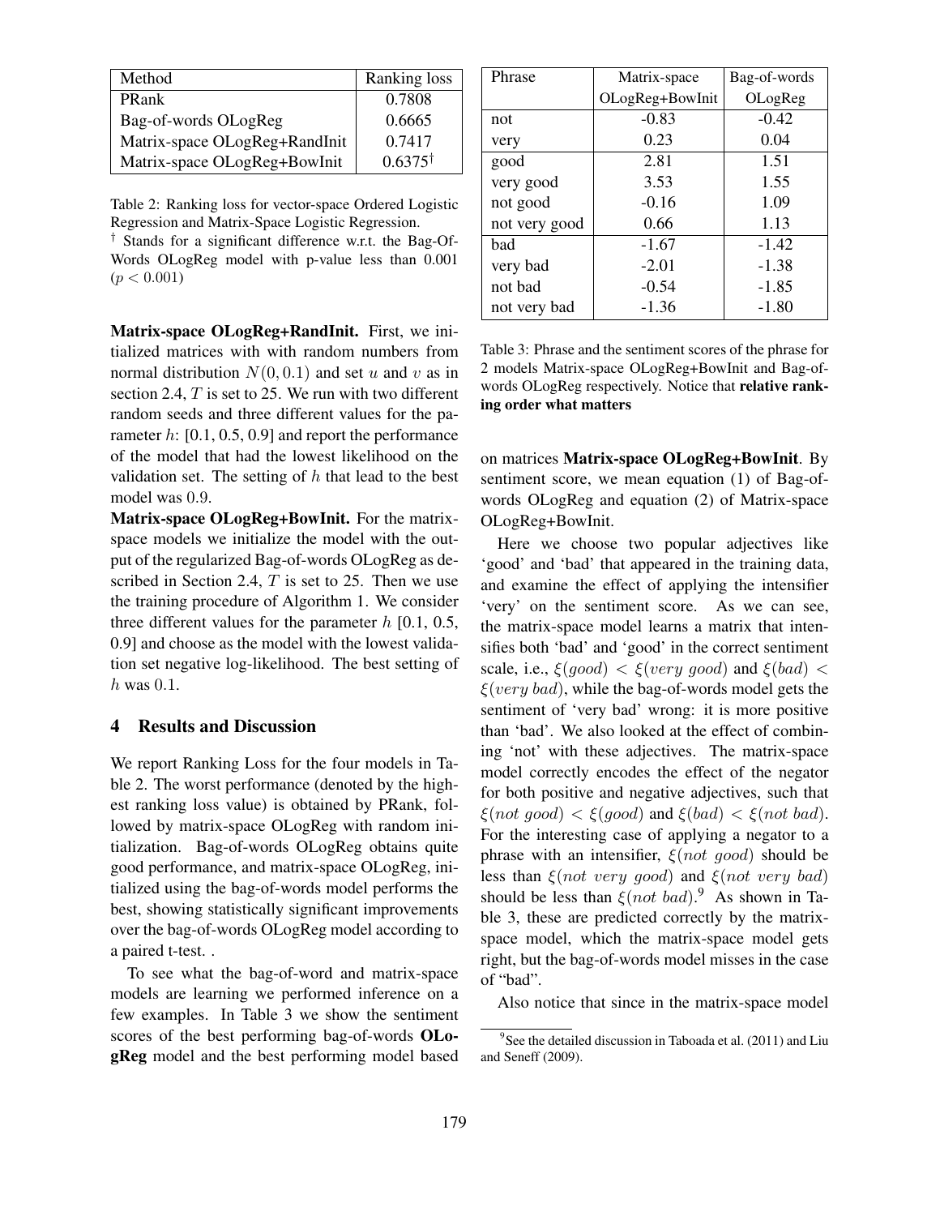| Method | Ranking loss |
|---|---|
| PRank | 0.7808 |
| Bag-of-words OLogReg | 0.6665 |
| Matrix-space OLogReg+RandInit | 0.7417 |
| Matrix-space OLogReg+BowInit | $0.6375^{\dagger}$ |

Table 2: Ranking loss for vector-space Ordered Logistic Regression and Matrix-Space Logistic Regression.
$^{\dagger}$ Stands for a significant difference w.r.t. the Bag-Of-Words OLogReg model with p-value less than 0.001 ($p < 0.001$)

**Matrix-space OLogReg+RandInit.** First, we initialized matrices with with random numbers from normal distribution $N(0, 0.1)$ and set $u$ and $v$ as in section 2.4, $T$ is set to 25. We run with two different random seeds and three different values for the parameter $h$: [0.1, 0.5, 0.9] and report the performance of the model that had the lowest likelihood on the validation set. The setting of $h$ that lead to the best model was 0.9.

**Matrix-space OLogReg+BowInit.** For the matrix-space models we initialize the model with the output of the regularized Bag-of-words OLogReg as described in Section 2.4, $T$ is set to 25. Then we use the training procedure of Algorithm 1. We consider three different values for the parameter $h$ [0.1, 0.5, 0.9] and choose as the model with the lowest validation set negative log-likelihood. The best setting of $h$ was 0.1.

## 4 Results and Discussion

We report Ranking Loss for the four models in Table 2. The worst performance (denoted by the highest ranking loss value) is obtained by PRank, followed by matrix-space OLogReg with random initialization. Bag-of-words OLogReg obtains quite good performance, and matrix-space OLogReg, initialized using the bag-of-words model performs the best, showing statistically significant improvements over the bag-of-words OLogReg model according to a paired t-test. .

To see what the bag-of-word and matrix-space models are learning we performed inference on a few examples. In Table 3 we show the sentiment scores of the best performing bag-of-words **OLogReg** model and the best performing model based on matrices **Matrix-space OLogReg+BowInit**. By sentiment score, we mean equation (1) of Bag-of-words OLogReg and equation (2) of Matrix-space OLogReg+BowInit.

| Phrase | Matrix-space OLogReg+BowInit | Bag-of-words OLogReg |
|---|---|---|
| not | -0.83 | -0.42 |
| very | 0.23 | 0.04 |
| good | 2.81 | 1.51 |
| very good | 3.53 | 1.55 |
| not good | -0.16 | 1.09 |
| not very good | 0.66 | 1.13 |
| bad | -1.67 | -1.42 |
| very bad | -2.01 | -1.38 |
| not bad | -0.54 | -1.85 |
| not very bad | -1.36 | -1.80 |

Table 3: Phrase and the sentiment scores of the phrase for 2 models Matrix-space OLogReg+BowInit and Bag-of-words OLogReg respectively. Notice that **relative ranking order what matters**

Here we choose two popular adjectives like 'good' and 'bad' that appeared in the training data, and examine the effect of applying the intensifier 'very' on the sentiment score. As we can see, the matrix-space model learns a matrix that intensifies both 'bad' and 'good' in the correct sentiment scale, i.e., $\xi(good) < \xi(very\ good)$ and $\xi(bad) < \xi(very\ bad)$, while the bag-of-words model gets the sentiment of 'very bad' wrong: it is more positive than 'bad'. We also looked at the effect of combining 'not' with these adjectives. The matrix-space model correctly encodes the effect of the negator for both positive and negative adjectives, such that $\xi(not\ good) < \xi(good)$ and $\xi(bad) < \xi(not\ bad)$. For the interesting case of applying a negator to a phrase with an intensifier, $\xi(not\ good)$ should be less than $\xi(not\ very\ good)$ and $\xi(not\ very\ bad)$ should be less than $\xi(not\ bad)$.[9] As shown in Table 3, these are predicted correctly by the matrix-space model, which the matrix-space model gets right, but the bag-of-words model misses in the case of "bad".

Also notice that since in the matrix-space model

[9] See the detailed discussion in Taboada et al. (2011) and Liu and Seneff (2009).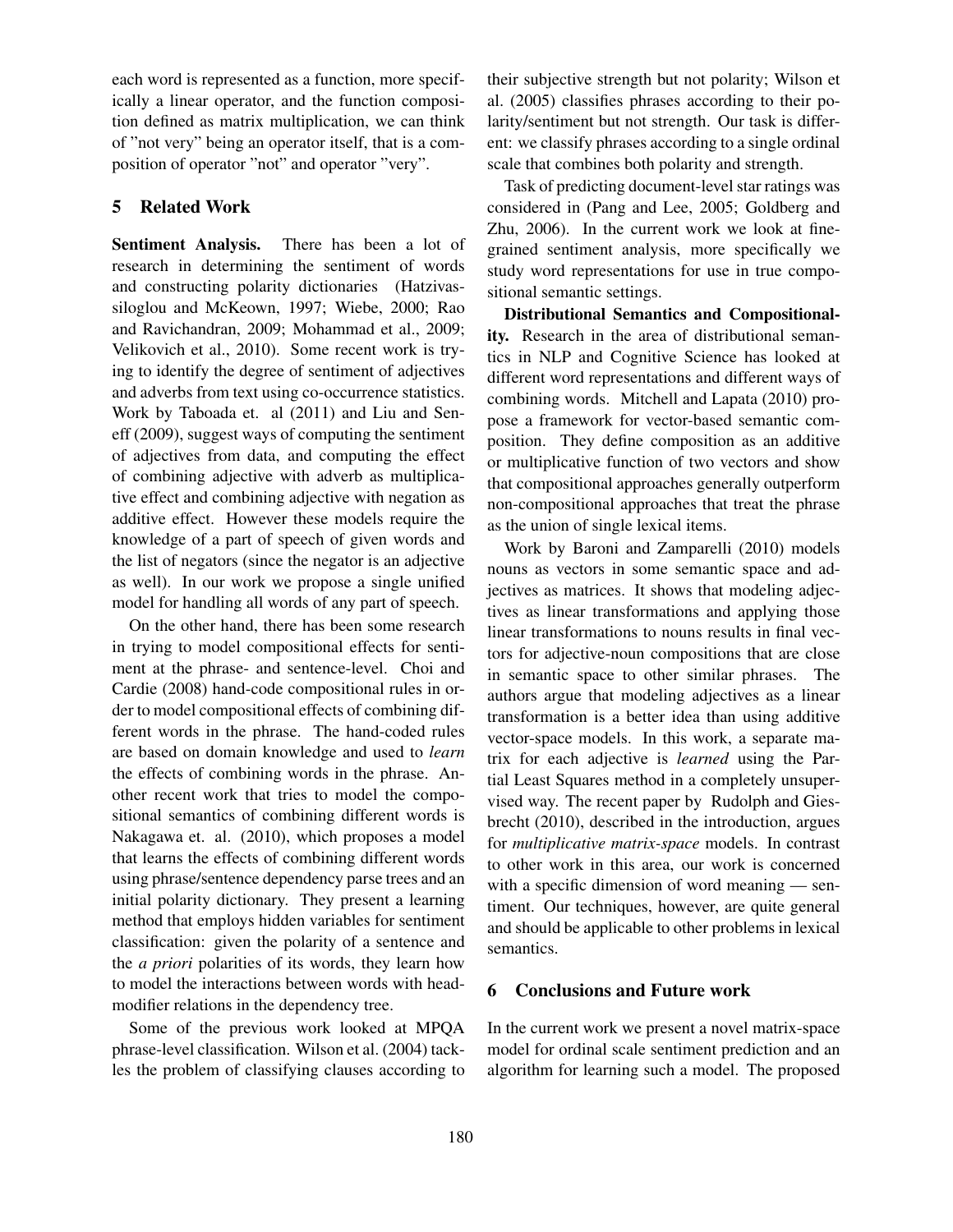each word is represented as a function, more specifically a linear operator, and the function composition defined as matrix multiplication, we can think of "not very" being an operator itself, that is a composition of operator "not" and operator "very".

## 5 Related Work

**Sentiment Analysis.** There has been a lot of research in determining the sentiment of words and constructing polarity dictionaries (Hatzivassiloglou and McKeown, 1997; Wiebe, 2000; Rao and Ravichandran, 2009; Mohammad et al., 2009; Velikovich et al., 2010). Some recent work is trying to identify the degree of sentiment of adjectives and adverbs from text using co-occurrence statistics. Work by Taboada et. al (2011) and Liu and Seneff (2009), suggest ways of computing the sentiment of adjectives from data, and computing the effect of combining adjective with adverb as multiplicative effect and combining adjective with negation as additive effect. However these models require the knowledge of a part of speech of given words and the list of negators (since the negator is an adjective as well). In our work we propose a single unified model for handling all words of any part of speech.

On the other hand, there has been some research in trying to model compositional effects for sentiment at the phrase- and sentence-level. Choi and Cardie (2008) hand-code compositional rules in order to model compositional effects of combining different words in the phrase. The hand-coded rules are based on domain knowledge and used to *learn* the effects of combining words in the phrase. Another recent work that tries to model the compositional semantics of combining different words is Nakagawa et. al. (2010), which proposes a model that learns the effects of combining different words using phrase/sentence dependency parse trees and an initial polarity dictionary. They present a learning method that employs hidden variables for sentiment classification: given the polarity of a sentence and the *a priori* polarities of its words, they learn how to model the interactions between words with head-modifier relations in the dependency tree.

Some of the previous work looked at MPQA phrase-level classification. Wilson et al. (2004) tackles the problem of classifying clauses according to their subjective strength but not polarity; Wilson et al. (2005) classifies phrases according to their polarity/sentiment but not strength. Our task is different: we classify phrases according to a single ordinal scale that combines both polarity and strength.

Task of predicting document-level star ratings was considered in (Pang and Lee, 2005; Goldberg and Zhu, 2006). In the current work we look at fine-grained sentiment analysis, more specifically we study word representations for use in true compositional semantic settings.

**Distributional Semantics and Compositionality.** Research in the area of distributional semantics in NLP and Cognitive Science has looked at different word representations and different ways of combining words. Mitchell and Lapata (2010) propose a framework for vector-based semantic composition. They define composition as an additive or multiplicative function of two vectors and show that compositional approaches generally outperform non-compositional approaches that treat the phrase as the union of single lexical items.

Work by Baroni and Zamparelli (2010) models nouns as vectors in some semantic space and adjectives as matrices. It shows that modeling adjectives as linear transformations and applying those linear transformations to nouns results in final vectors for adjective-noun compositions that are close in semantic space to other similar phrases. The authors argue that modeling adjectives as a linear transformation is a better idea than using additive vector-space models. In this work, a separate matrix for each adjective is *learned* using the Partial Least Squares method in a completely unsupervised way. The recent paper by Rudolph and Giesbrecht (2010), described in the introduction, argues for *multiplicative matrix-space* models. In contrast to other work in this area, our work is concerned with a specific dimension of word meaning — sentiment. Our techniques, however, are quite general and should be applicable to other problems in lexical semantics.

## 6 Conclusions and Future work

In the current work we present a novel matrix-space model for ordinal scale sentiment prediction and an algorithm for learning such a model. The proposed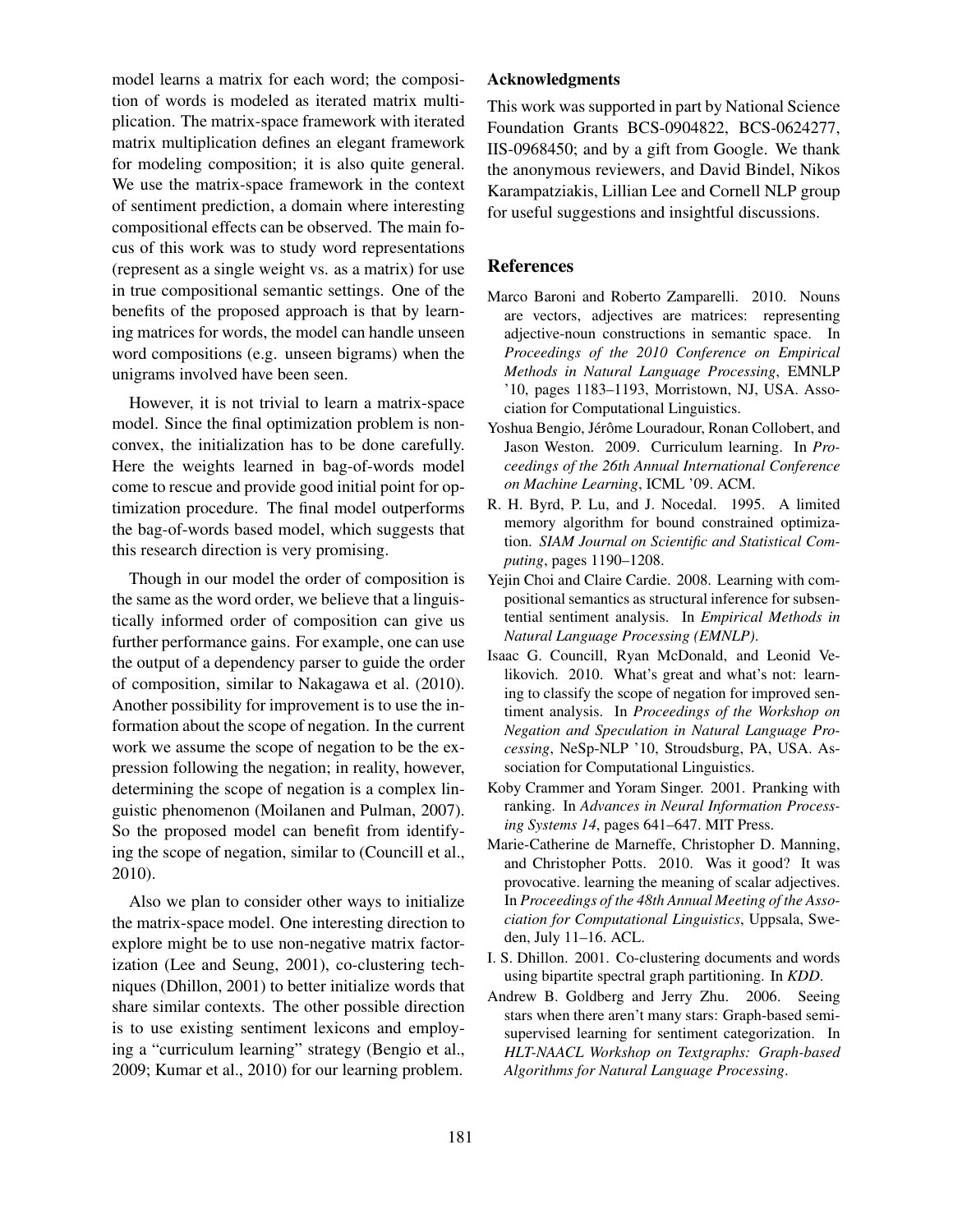model learns a matrix for each word; the composition of words is modeled as iterated matrix multiplication. The matrix-space framework with iterated matrix multiplication defines an elegant framework for modeling composition; it is also quite general. We use the matrix-space framework in the context of sentiment prediction, a domain where interesting compositional effects can be observed. The main focus of this work was to study word representations (represent as a single weight vs. as a matrix) for use in true compositional semantic settings. One of the benefits of the proposed approach is that by learning matrices for words, the model can handle unseen word compositions (e.g. unseen bigrams) when the unigrams involved have been seen.

However, it is not trivial to learn a matrix-space model. Since the final optimization problem is non-convex, the initialization has to be done carefully. Here the weights learned in bag-of-words model come to rescue and provide good initial point for optimization procedure. The final model outperforms the bag-of-words based model, which suggests that this research direction is very promising.

Though in our model the order of composition is the same as the word order, we believe that a linguistically informed order of composition can give us further performance gains. For example, one can use the output of a dependency parser to guide the order of composition, similar to Nakagawa et al. (2010). Another possibility for improvement is to use the information about the scope of negation. In the current work we assume the scope of negation to be the expression following the negation; in reality, however, determining the scope of negation is a complex linguistic phenomenon (Moilanen and Pulman, 2007). So the proposed model can benefit from identifying the scope of negation, similar to (Councill et al., 2010).

Also we plan to consider other ways to initialize the matrix-space model. One interesting direction to explore might be to use non-negative matrix factorization (Lee and Seung, 2001), co-clustering techniques (Dhillon, 2001) to better initialize words that share similar contexts. The other possible direction is to use existing sentiment lexicons and employing a "curriculum learning" strategy (Bengio et al., 2009; Kumar et al., 2010) for our learning problem.

## Acknowledgments

This work was supported in part by National Science Foundation Grants BCS-0904822, BCS-0624277, IIS-0968450; and by a gift from Google. We thank the anonymous reviewers, and David Bindel, Nikos Karampatziakis, Lillian Lee and Cornell NLP group for useful suggestions and insightful discussions.

## References

Marco Baroni and Roberto Zamparelli. 2010. Nouns are vectors, adjectives are matrices: representing adjective-noun constructions in semantic space. In *Proceedings of the 2010 Conference on Empirical Methods in Natural Language Processing*, EMNLP '10, pages 1183–1193, Morristown, NJ, USA. Association for Computational Linguistics.

Yoshua Bengio, Jérôme Louradour, Ronan Collobert, and Jason Weston. 2009. Curriculum learning. In *Proceedings of the 26th Annual International Conference on Machine Learning*, ICML '09. ACM.

R. H. Byrd, P. Lu, and J. Nocedal. 1995. A limited memory algorithm for bound constrained optimization. *SIAM Journal on Scientific and Statistical Computing*, pages 1190–1208.

Yejin Choi and Claire Cardie. 2008. Learning with compositional semantics as structural inference for subsentential sentiment analysis. In *Empirical Methods in Natural Language Processing (EMNLP)*.

Isaac G. Councill, Ryan McDonald, and Leonid Velikovich. 2010. What's great and what's not: learning to classify the scope of negation for improved sentiment analysis. In *Proceedings of the Workshop on Negation and Speculation in Natural Language Processing*, NeSp-NLP '10, Stroudsburg, PA, USA. Association for Computational Linguistics.

Koby Crammer and Yoram Singer. 2001. Pranking with ranking. In *Advances in Neural Information Processing Systems 14*, pages 641–647. MIT Press.

Marie-Catherine de Marneffe, Christopher D. Manning, and Christopher Potts. 2010. Was it good? It was provocative. learning the meaning of scalar adjectives. In *Proceedings of the 48th Annual Meeting of the Association for Computational Linguistics*, Uppsala, Sweden, July 11–16. ACL.

I. S. Dhillon. 2001. Co-clustering documents and words using bipartite spectral graph partitioning. In *KDD*.

Andrew B. Goldberg and Jerry Zhu. 2006. Seeing stars when there aren't many stars: Graph-based semi-supervised learning for sentiment categorization. In *HLT-NAACL Workshop on Textgraphs: Graph-based Algorithms for Natural Language Processing*.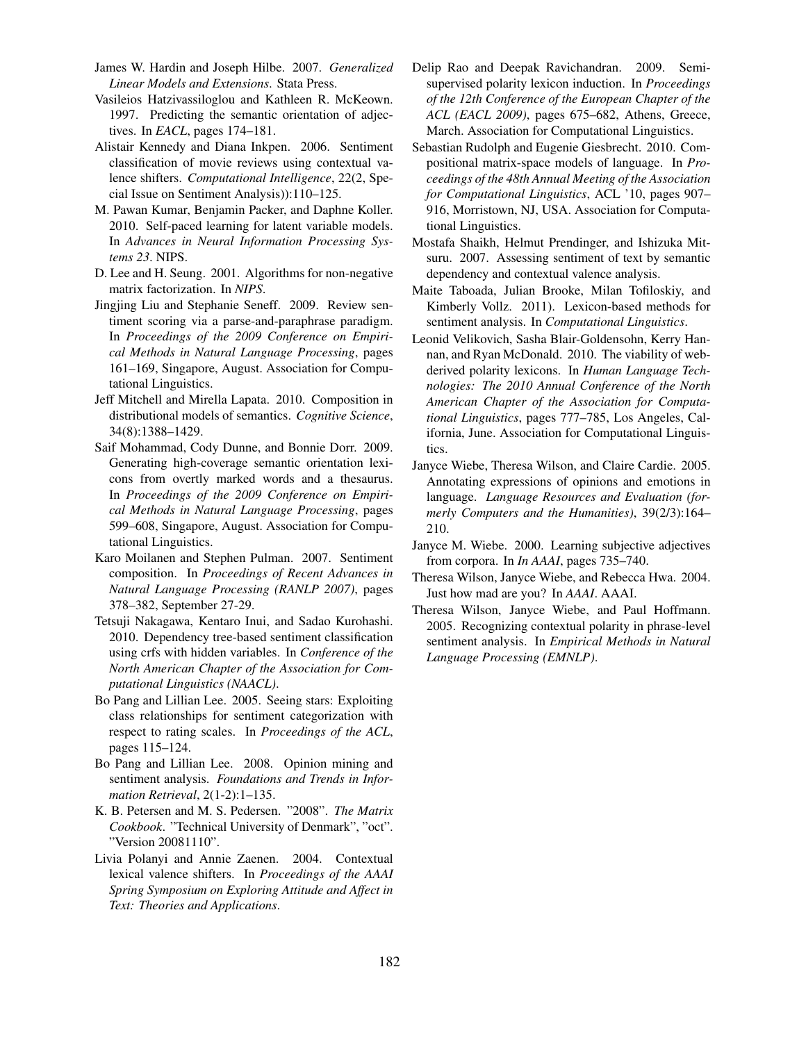James W. Hardin and Joseph Hilbe. 2007. *Generalized Linear Models and Extensions*. Stata Press.

Vasileios Hatzivassiloglou and Kathleen R. McKeown. 1997. Predicting the semantic orientation of adjectives. In *EACL*, pages 174–181.

Alistair Kennedy and Diana Inkpen. 2006. Sentiment classification of movie reviews using contextual valence shifters. *Computational Intelligence*, 22(2, Special Issue on Sentiment Analysis)):110–125.

M. Pawan Kumar, Benjamin Packer, and Daphne Koller. 2010. Self-paced learning for latent variable models. In *Advances in Neural Information Processing Systems 23*. NIPS.

D. Lee and H. Seung. 2001. Algorithms for non-negative matrix factorization. In *NIPS*.

Jingjing Liu and Stephanie Seneff. 2009. Review sentiment scoring via a parse-and-paraphrase paradigm. In *Proceedings of the 2009 Conference on Empirical Methods in Natural Language Processing*, pages 161–169, Singapore, August. Association for Computational Linguistics.

Jeff Mitchell and Mirella Lapata. 2010. Composition in distributional models of semantics. *Cognitive Science*, 34(8):1388–1429.

Saif Mohammad, Cody Dunne, and Bonnie Dorr. 2009. Generating high-coverage semantic orientation lexicons from overtly marked words and a thesaurus. In *Proceedings of the 2009 Conference on Empirical Methods in Natural Language Processing*, pages 599–608, Singapore, August. Association for Computational Linguistics.

Karo Moilanen and Stephen Pulman. 2007. Sentiment composition. In *Proceedings of Recent Advances in Natural Language Processing (RANLP 2007)*, pages 378–382, September 27-29.

Tetsuji Nakagawa, Kentaro Inui, and Sadao Kurohashi. 2010. Dependency tree-based sentiment classification using crfs with hidden variables. In *Conference of the North American Chapter of the Association for Computational Linguistics (NAACL)*.

Bo Pang and Lillian Lee. 2005. Seeing stars: Exploiting class relationships for sentiment categorization with respect to rating scales. In *Proceedings of the ACL*, pages 115–124.

Bo Pang and Lillian Lee. 2008. Opinion mining and sentiment analysis. *Foundations and Trends in Information Retrieval*, 2(1-2):1–135.

K. B. Petersen and M. S. Pedersen. "2008". *The Matrix Cookbook*. "Technical University of Denmark", "oct". "Version 20081110".

Livia Polanyi and Annie Zaenen. 2004. Contextual lexical valence shifters. In *Proceedings of the AAAI Spring Symposium on Exploring Attitude and Affect in Text: Theories and Applications*.

Delip Rao and Deepak Ravichandran. 2009. Semi-supervised polarity lexicon induction. In *Proceedings of the 12th Conference of the European Chapter of the ACL (EACL 2009)*, pages 675–682, Athens, Greece, March. Association for Computational Linguistics.

Sebastian Rudolph and Eugenie Giesbrecht. 2010. Compositional matrix-space models of language. In *Proceedings of the 48th Annual Meeting of the Association for Computational Linguistics*, ACL '10, pages 907–916, Morristown, NJ, USA. Association for Computational Linguistics.

Mostafa Shaikh, Helmut Prendinger, and Ishizuka Mitsuru. 2007. Assessing sentiment of text by semantic dependency and contextual valence analysis.

Maite Taboada, Julian Brooke, Milan Tofiloskiy, and Kimberly Vollz. 2011). Lexicon-based methods for sentiment analysis. In *Computational Linguistics*.

Leonid Velikovich, Sasha Blair-Goldensohn, Kerry Hannan, and Ryan McDonald. 2010. The viability of web-derived polarity lexicons. In *Human Language Technologies: The 2010 Annual Conference of the North American Chapter of the Association for Computational Linguistics*, pages 777–785, Los Angeles, California, June. Association for Computational Linguistics.

Janyce Wiebe, Theresa Wilson, and Claire Cardie. 2005. Annotating expressions of opinions and emotions in language. *Language Resources and Evaluation (formerly Computers and the Humanities)*, 39(2/3):164–210.

Janyce M. Wiebe. 2000. Learning subjective adjectives from corpora. In *In AAAI*, pages 735–740.

Theresa Wilson, Janyce Wiebe, and Rebecca Hwa. 2004. Just how mad are you? In *AAAI*. AAAI.

Theresa Wilson, Janyce Wiebe, and Paul Hoffmann. 2005. Recognizing contextual polarity in phrase-level sentiment analysis. In *Empirical Methods in Natural Language Processing (EMNLP)*.